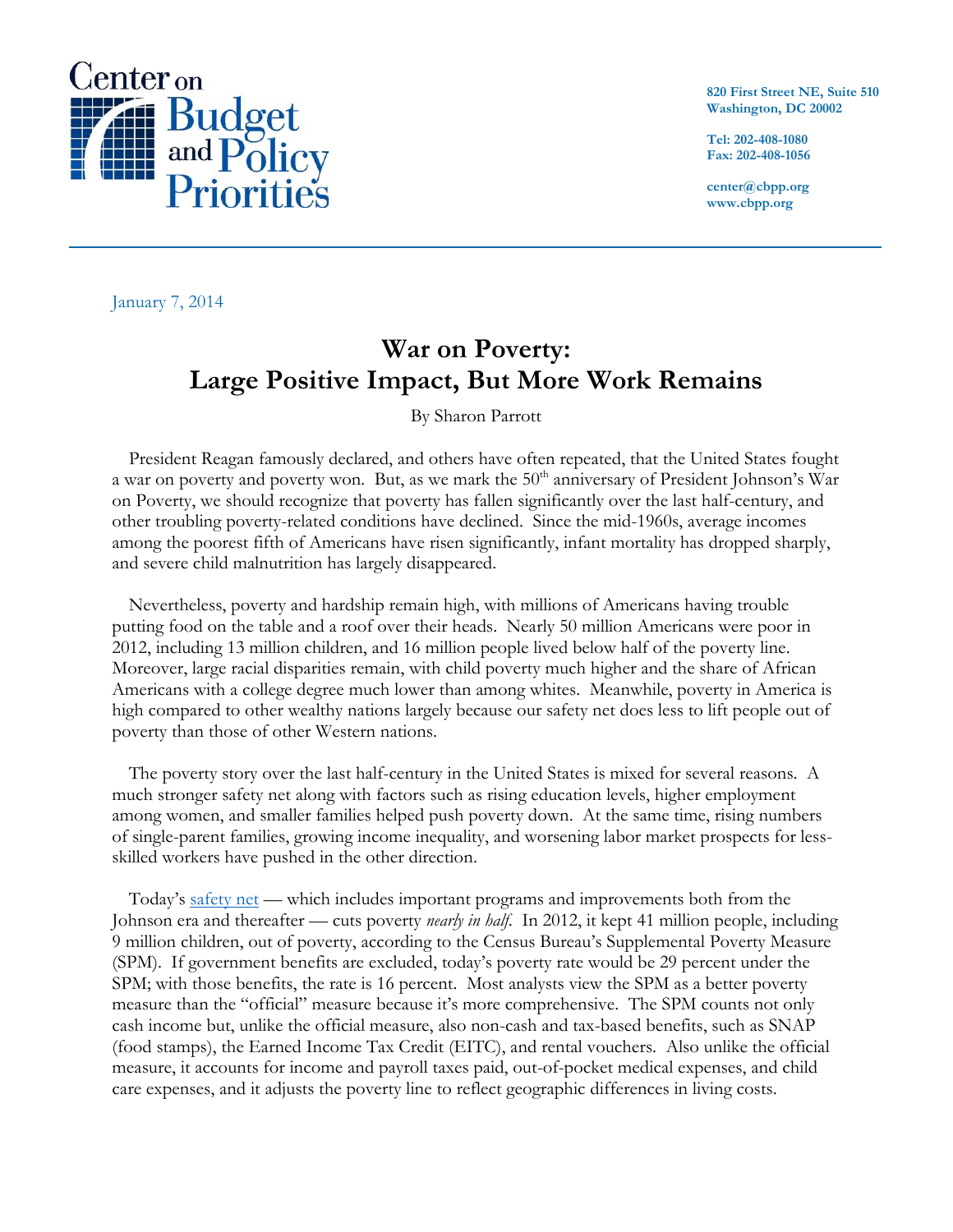Center on Budget and Policy Priorities

820 First Street NE, Suite 510
Washington, DC 20002

Tel: 202-408-1080
Fax: 202-408-1056

center@cbpp.org
www.cbpp.org

January 7, 2014

# War on Poverty: Large Positive Impact, But More Work Remains

By Sharon Parrott

President Reagan famously declared, and others have often repeated, that the United States fought a war on poverty and poverty won. But, as we mark the 50th anniversary of President Johnson's War on Poverty, we should recognize that poverty has fallen significantly over the last half-century, and other troubling poverty-related conditions have declined. Since the mid-1960s, average incomes among the poorest fifth of Americans have risen significantly, infant mortality has dropped sharply, and severe child malnutrition has largely disappeared.

Nevertheless, poverty and hardship remain high, with millions of Americans having trouble putting food on the table and a roof over their heads. Nearly 50 million Americans were poor in 2012, including 13 million children, and 16 million people lived below half of the poverty line. Moreover, large racial disparities remain, with child poverty much higher and the share of African Americans with a college degree much lower than among whites. Meanwhile, poverty in America is high compared to other wealthy nations largely because our safety net does less to lift people out of poverty than those of other Western nations.

The poverty story over the last half-century in the United States is mixed for several reasons. A much stronger safety net along with factors such as rising education levels, higher employment among women, and smaller families helped push poverty down. At the same time, rising numbers of single-parent families, growing income inequality, and worsening labor market prospects for less-skilled workers have pushed in the other direction.

Today's safety net — which includes important programs and improvements both from the Johnson era and thereafter — cuts poverty *nearly in half*. In 2012, it kept 41 million people, including 9 million children, out of poverty, according to the Census Bureau's Supplemental Poverty Measure (SPM). If government benefits are excluded, today's poverty rate would be 29 percent under the SPM; with those benefits, the rate is 16 percent. Most analysts view the SPM as a better poverty measure than the "official" measure because it's more comprehensive. The SPM counts not only cash income but, unlike the official measure, also non-cash and tax-based benefits, such as SNAP (food stamps), the Earned Income Tax Credit (EITC), and rental vouchers. Also unlike the official measure, it accounts for income and payroll taxes paid, out-of-pocket medical expenses, and child care expenses, and it adjusts the poverty line to reflect geographic differences in living costs.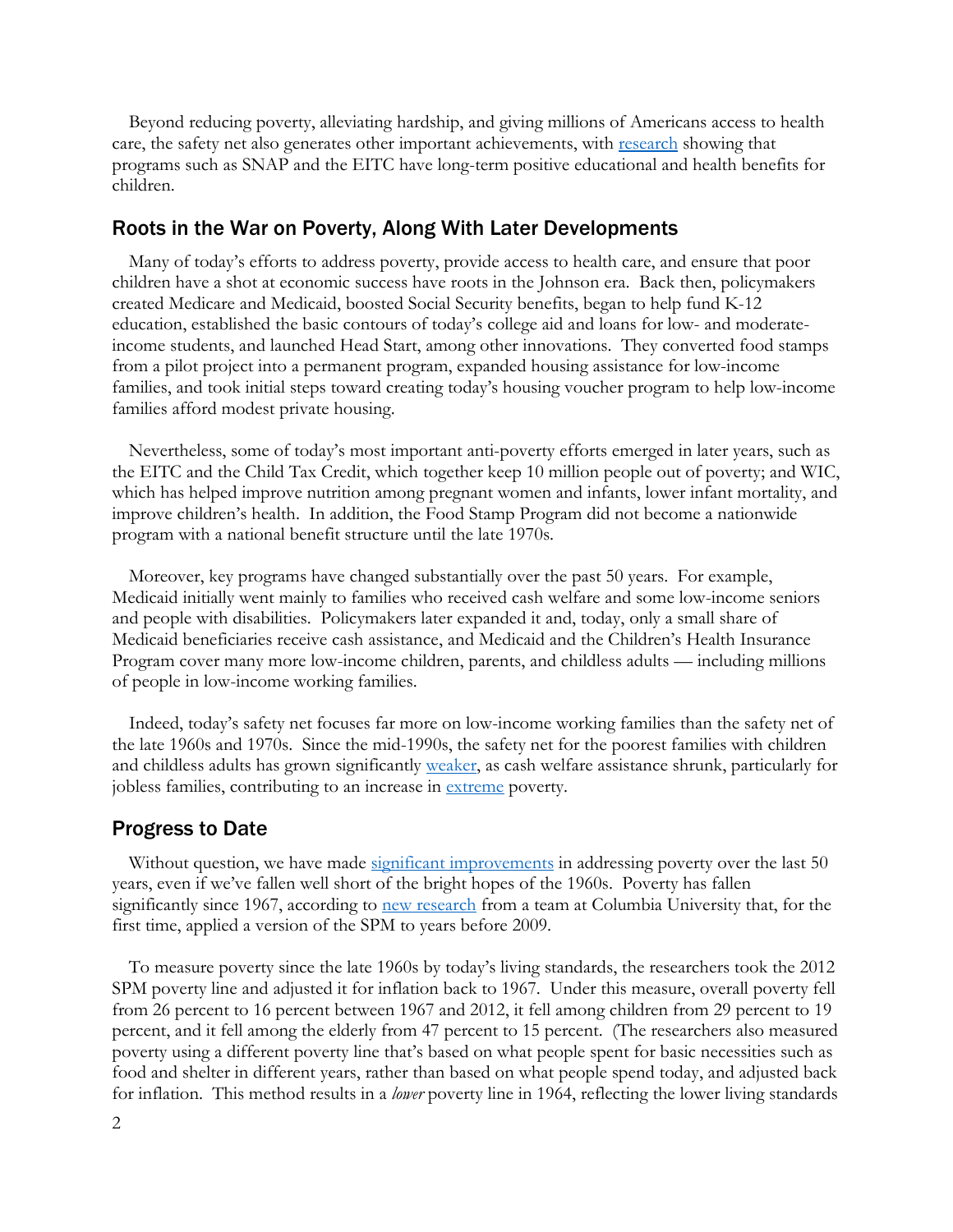Beyond reducing poverty, alleviating hardship, and giving millions of Americans access to health care, the safety net also generates other important achievements, with research showing that programs such as SNAP and the EITC have long-term positive educational and health benefits for children.

## Roots in the War on Poverty, Along With Later Developments

Many of today's efforts to address poverty, provide access to health care, and ensure that poor children have a shot at economic success have roots in the Johnson era. Back then, policymakers created Medicare and Medicaid, boosted Social Security benefits, began to help fund K-12 education, established the basic contours of today's college aid and loans for low- and moderate-income students, and launched Head Start, among other innovations. They converted food stamps from a pilot project into a permanent program, expanded housing assistance for low-income families, and took initial steps toward creating today's housing voucher program to help low-income families afford modest private housing.

Nevertheless, some of today's most important anti-poverty efforts emerged in later years, such as the EITC and the Child Tax Credit, which together keep 10 million people out of poverty; and WIC, which has helped improve nutrition among pregnant women and infants, lower infant mortality, and improve children's health. In addition, the Food Stamp Program did not become a nationwide program with a national benefit structure until the late 1970s.

Moreover, key programs have changed substantially over the past 50 years. For example, Medicaid initially went mainly to families who received cash welfare and some low-income seniors and people with disabilities. Policymakers later expanded it and, today, only a small share of Medicaid beneficiaries receive cash assistance, and Medicaid and the Children's Health Insurance Program cover many more low-income children, parents, and childless adults — including millions of people in low-income working families.

Indeed, today's safety net focuses far more on low-income working families than the safety net of the late 1960s and 1970s. Since the mid-1990s, the safety net for the poorest families with children and childless adults has grown significantly weaker, as cash welfare assistance shrunk, particularly for jobless families, contributing to an increase in extreme poverty.

## Progress to Date

Without question, we have made significant improvements in addressing poverty over the last 50 years, even if we've fallen well short of the bright hopes of the 1960s. Poverty has fallen significantly since 1967, according to new research from a team at Columbia University that, for the first time, applied a version of the SPM to years before 2009.

To measure poverty since the late 1960s by today's living standards, the researchers took the 2012 SPM poverty line and adjusted it for inflation back to 1967. Under this measure, overall poverty fell from 26 percent to 16 percent between 1967 and 2012, it fell among children from 29 percent to 19 percent, and it fell among the elderly from 47 percent to 15 percent. (The researchers also measured poverty using a different poverty line that's based on what people spent for basic necessities such as food and shelter in different years, rather than based on what people spend today, and adjusted back for inflation. This method results in a *lower* poverty line in 1964, reflecting the lower living standards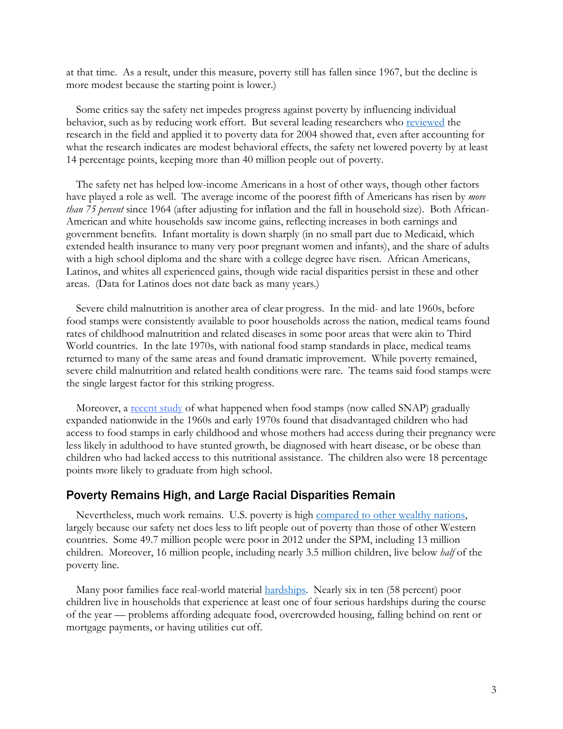at that time. As a result, under this measure, poverty still has fallen since 1967, but the decline is more modest because the starting point is lower.)

Some critics say the safety net impedes progress against poverty by influencing individual behavior, such as by reducing work effort. But several leading researchers who reviewed the research in the field and applied it to poverty data for 2004 showed that, even after accounting for what the research indicates are modest behavioral effects, the safety net lowered poverty by at least 14 percentage points, keeping more than 40 million people out of poverty.

The safety net has helped low-income Americans in a host of other ways, though other factors have played a role as well. The average income of the poorest fifth of Americans has risen by *more than 75 percent* since 1964 (after adjusting for inflation and the fall in household size). Both African-American and white households saw income gains, reflecting increases in both earnings and government benefits. Infant mortality is down sharply (in no small part due to Medicaid, which extended health insurance to many very poor pregnant women and infants), and the share of adults with a high school diploma and the share with a college degree have risen. African Americans, Latinos, and whites all experienced gains, though wide racial disparities persist in these and other areas. (Data for Latinos does not date back as many years.)

Severe child malnutrition is another area of clear progress. In the mid- and late 1960s, before food stamps were consistently available to poor households across the nation, medical teams found rates of childhood malnutrition and related diseases in some poor areas that were akin to Third World countries. In the late 1970s, with national food stamp standards in place, medical teams returned to many of the same areas and found dramatic improvement. While poverty remained, severe child malnutrition and related health conditions were rare. The teams said food stamps were the single largest factor for this striking progress.

Moreover, a recent study of what happened when food stamps (now called SNAP) gradually expanded nationwide in the 1960s and early 1970s found that disadvantaged children who had access to food stamps in early childhood and whose mothers had access during their pregnancy were less likely in adulthood to have stunted growth, be diagnosed with heart disease, or be obese than children who had lacked access to this nutritional assistance. The children also were 18 percentage points more likely to graduate from high school.

## Poverty Remains High, and Large Racial Disparities Remain

Nevertheless, much work remains. U.S. poverty is high compared to other wealthy nations, largely because our safety net does less to lift people out of poverty than those of other Western countries. Some 49.7 million people were poor in 2012 under the SPM, including 13 million children. Moreover, 16 million people, including nearly 3.5 million children, live below *half* of the poverty line.

Many poor families face real-world material hardships. Nearly six in ten (58 percent) poor children live in households that experience at least one of four serious hardships during the course of the year — problems affording adequate food, overcrowded housing, falling behind on rent or mortgage payments, or having utilities cut off.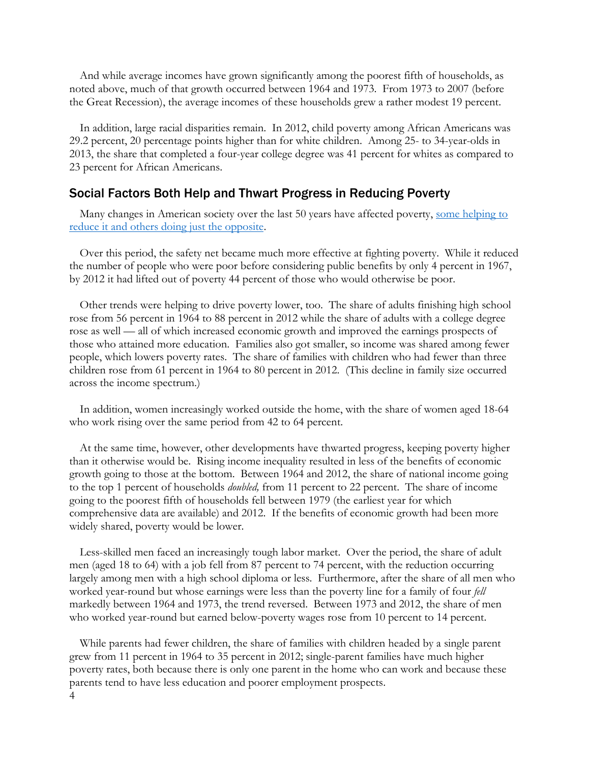And while average incomes have grown significantly among the poorest fifth of households, as noted above, much of that growth occurred between 1964 and 1973. From 1973 to 2007 (before the Great Recession), the average incomes of these households grew a rather modest 19 percent.

In addition, large racial disparities remain. In 2012, child poverty among African Americans was 29.2 percent, 20 percentage points higher than for white children. Among 25- to 34-year-olds in 2013, the share that completed a four-year college degree was 41 percent for whites as compared to 23 percent for African Americans.

## Social Factors Both Help and Thwart Progress in Reducing Poverty

Many changes in American society over the last 50 years have affected poverty, some helping to reduce it and others doing just the opposite.

Over this period, the safety net became much more effective at fighting poverty. While it reduced the number of people who were poor before considering public benefits by only 4 percent in 1967, by 2012 it had lifted out of poverty 44 percent of those who would otherwise be poor.

Other trends were helping to drive poverty lower, too. The share of adults finishing high school rose from 56 percent in 1964 to 88 percent in 2012 while the share of adults with a college degree rose as well — all of which increased economic growth and improved the earnings prospects of those who attained more education. Families also got smaller, so income was shared among fewer people, which lowers poverty rates. The share of families with children who had fewer than three children rose from 61 percent in 1964 to 80 percent in 2012. (This decline in family size occurred across the income spectrum.)

In addition, women increasingly worked outside the home, with the share of women aged 18-64 who work rising over the same period from 42 to 64 percent.

At the same time, however, other developments have thwarted progress, keeping poverty higher than it otherwise would be. Rising income inequality resulted in less of the benefits of economic growth going to those at the bottom. Between 1964 and 2012, the share of national income going to the top 1 percent of households *doubled,* from 11 percent to 22 percent. The share of income going to the poorest fifth of households fell between 1979 (the earliest year for which comprehensive data are available) and 2012. If the benefits of economic growth had been more widely shared, poverty would be lower.

Less-skilled men faced an increasingly tough labor market. Over the period, the share of adult men (aged 18 to 64) with a job fell from 87 percent to 74 percent, with the reduction occurring largely among men with a high school diploma or less. Furthermore, after the share of all men who worked year-round but whose earnings were less than the poverty line for a family of four *fell* markedly between 1964 and 1973, the trend reversed. Between 1973 and 2012, the share of men who worked year-round but earned below-poverty wages rose from 10 percent to 14 percent.

While parents had fewer children, the share of families with children headed by a single parent grew from 11 percent in 1964 to 35 percent in 2012; single-parent families have much higher poverty rates, both because there is only one parent in the home who can work and because these parents tend to have less education and poorer employment prospects.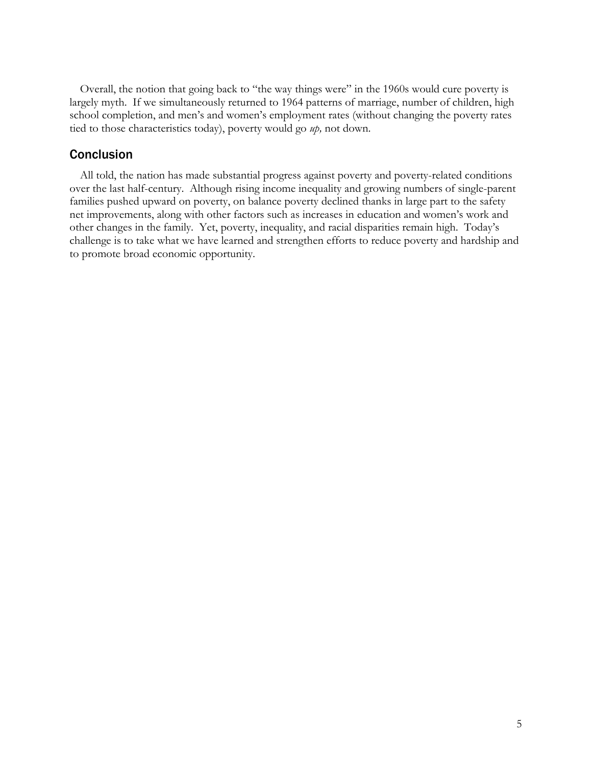Overall, the notion that going back to "the way things were" in the 1960s would cure poverty is largely myth. If we simultaneously returned to 1964 patterns of marriage, number of children, high school completion, and men's and women's employment rates (without changing the poverty rates tied to those characteristics today), poverty would go *up,* not down.

## Conclusion

All told, the nation has made substantial progress against poverty and poverty-related conditions over the last half-century. Although rising income inequality and growing numbers of single-parent families pushed upward on poverty, on balance poverty declined thanks in large part to the safety net improvements, along with other factors such as increases in education and women's work and other changes in the family. Yet, poverty, inequality, and racial disparities remain high. Today's challenge is to take what we have learned and strengthen efforts to reduce poverty and hardship and to promote broad economic opportunity.